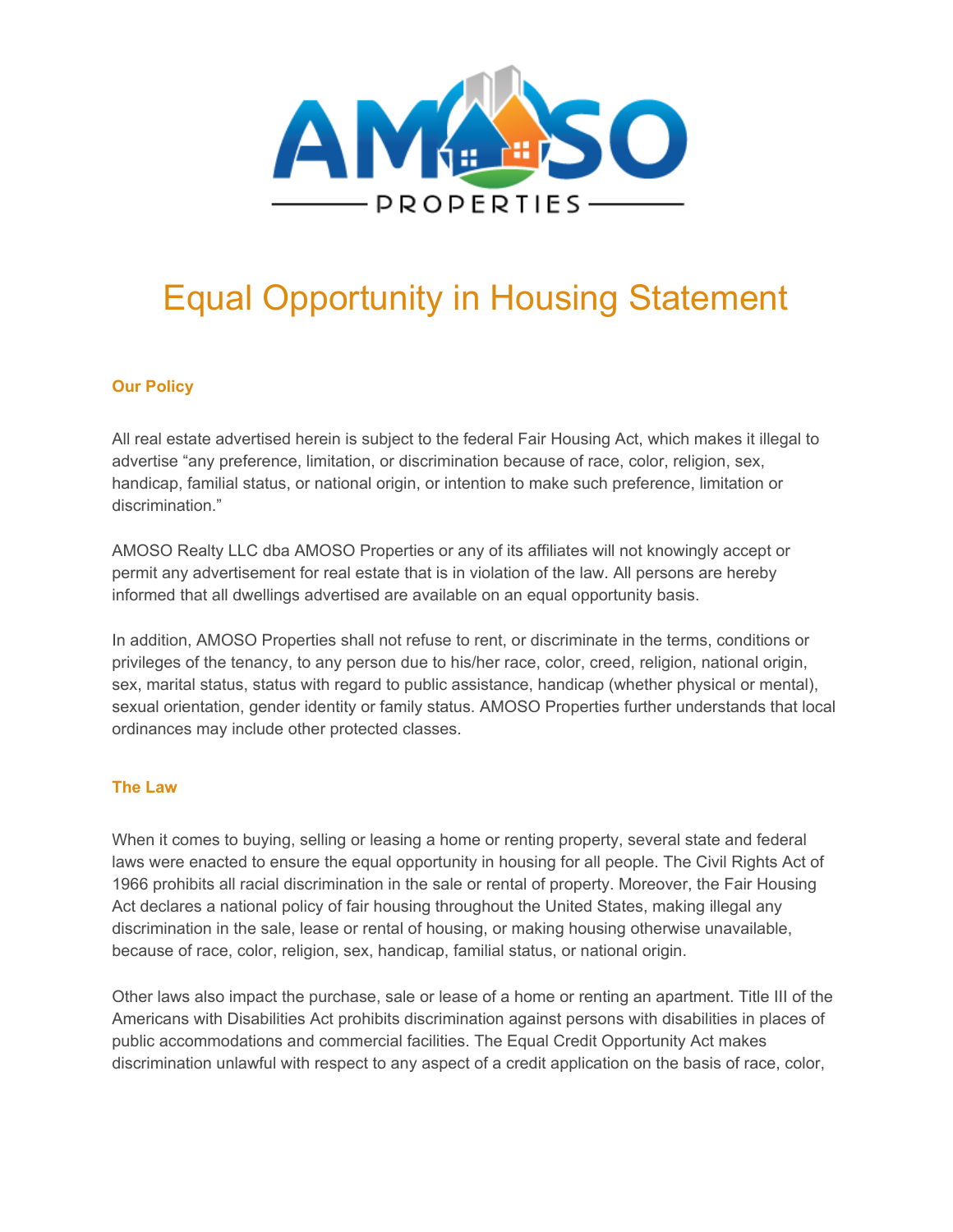AMOSO

PROPERTIES

# Equal Opportunity in Housing Statement

### Our Policy

All real estate advertised herein is subject to the federal Fair Housing Act, which makes it illegal to advertise “any preference, limitation, or discrimination because of race, color, religion, sex, handicap, familial status, or national origin, or intention to make such preference, limitation or discrimination.”

AMOSO Realty LLC dba AMOSO Properties or any of its affiliates will not knowingly accept or permit any advertisement for real estate that is in violation of the law. All persons are hereby informed that all dwellings advertised are available on an equal opportunity basis.

In addition, AMOSO Properties shall not refuse to rent, or discriminate in the terms, conditions or privileges of the tenancy, to any person due to his/her race, color, creed, religion, national origin, sex, marital status, status with regard to public assistance, handicap (whether physical or mental), sexual orientation, gender identity or family status. AMOSO Properties further understands that local ordinances may include other protected classes.

### The Law

When it comes to buying, selling or leasing a home or renting property, several state and federal laws were enacted to ensure the equal opportunity in housing for all people. The Civil Rights Act of 1966 prohibits all racial discrimination in the sale or rental of property. Moreover, the Fair Housing Act declares a national policy of fair housing throughout the United States, making illegal any discrimination in the sale, lease or rental of housing, or making housing otherwise unavailable, because of race, color, religion, sex, handicap, familial status, or national origin.

Other laws also impact the purchase, sale or lease of a home or renting an apartment. Title III of the Americans with Disabilities Act prohibits discrimination against persons with disabilities in places of public accommodations and commercial facilities. The Equal Credit Opportunity Act makes discrimination unlawful with respect to any aspect of a credit application on the basis of race, color,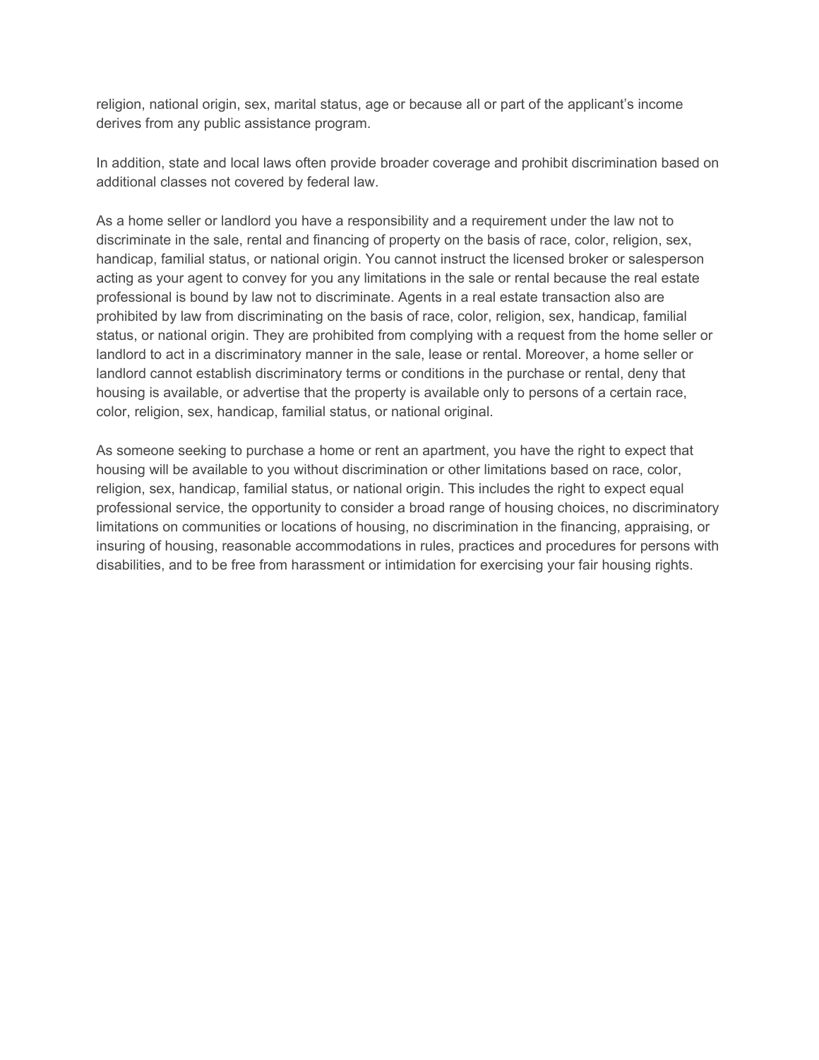religion, national origin, sex, marital status, age or because all or part of the applicant's income derives from any public assistance program.

In addition, state and local laws often provide broader coverage and prohibit discrimination based on additional classes not covered by federal law.

As a home seller or landlord you have a responsibility and a requirement under the law not to discriminate in the sale, rental and financing of property on the basis of race, color, religion, sex, handicap, familial status, or national origin. You cannot instruct the licensed broker or salesperson acting as your agent to convey for you any limitations in the sale or rental because the real estate professional is bound by law not to discriminate. Agents in a real estate transaction also are prohibited by law from discriminating on the basis of race, color, religion, sex, handicap, familial status, or national origin. They are prohibited from complying with a request from the home seller or landlord to act in a discriminatory manner in the sale, lease or rental. Moreover, a home seller or landlord cannot establish discriminatory terms or conditions in the purchase or rental, deny that housing is available, or advertise that the property is available only to persons of a certain race, color, religion, sex, handicap, familial status, or national original.

As someone seeking to purchase a home or rent an apartment, you have the right to expect that housing will be available to you without discrimination or other limitations based on race, color, religion, sex, handicap, familial status, or national origin. This includes the right to expect equal professional service, the opportunity to consider a broad range of housing choices, no discriminatory limitations on communities or locations of housing, no discrimination in the financing, appraising, or insuring of housing, reasonable accommodations in rules, practices and procedures for persons with disabilities, and to be free from harassment or intimidation for exercising your fair housing rights.